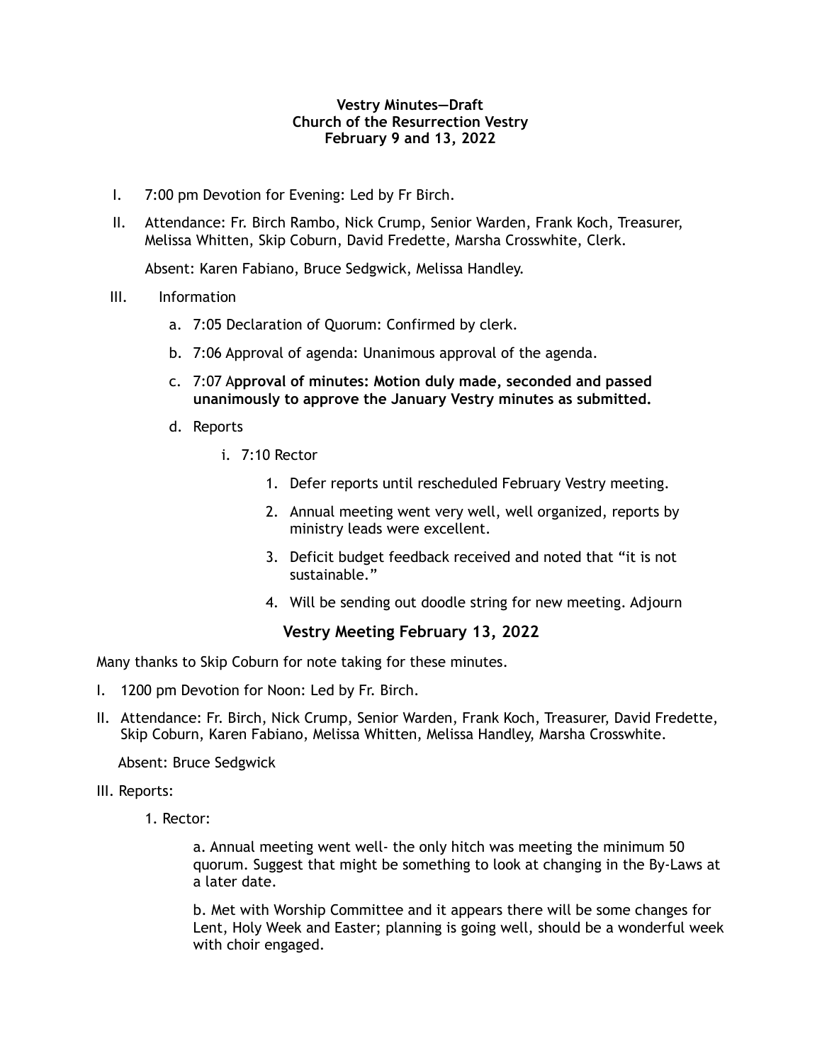**Vestry Minutes—Draft**
**Church of the Resurrection Vestry**
**February 9 and 13, 2022**

I. 7:00 pm Devotion for Evening: Led by Fr Birch.

II. Attendance: Fr. Birch Rambo, Nick Crump, Senior Warden, Frank Koch, Treasurer, Melissa Whitten, Skip Coburn, David Fredette, Marsha Crosswhite, Clerk.

   Absent: Karen Fabiano, Bruce Sedgwick, Melissa Handley.

III. Information

   a. 7:05 Declaration of Quorum: Confirmed by clerk.

   b. 7:06 Approval of agenda: Unanimous approval of the agenda.

   c. 7:07 A**pproval of minutes: Motion duly made, seconded and passed unanimously to approve the January Vestry minutes as submitted.**

   d. Reports

      i. 7:10 Rector

         1. Defer reports until rescheduled February Vestry meeting.

         2. Annual meeting went very well, well organized, reports by ministry leads were excellent.

         3. Deficit budget feedback received and noted that "it is not sustainable."

         4. Will be sending out doodle string for new meeting. Adjourn

## Vestry Meeting February 13, 2022

Many thanks to Skip Coburn for note taking for these minutes.

I. 1200 pm Devotion for Noon: Led by Fr. Birch.

II. Attendance: Fr. Birch, Nick Crump, Senior Warden, Frank Koch, Treasurer, David Fredette, Skip Coburn, Karen Fabiano, Melissa Whitten, Melissa Handley, Marsha Crosswhite.

   Absent: Bruce Sedgwick

III. Reports:

   1. Rector:

      a. Annual meeting went well- the only hitch was meeting the minimum 50 quorum. Suggest that might be something to look at changing in the By-Laws at a later date.

      b. Met with Worship Committee and it appears there will be some changes for Lent, Holy Week and Easter; planning is going well, should be a wonderful week with choir engaged.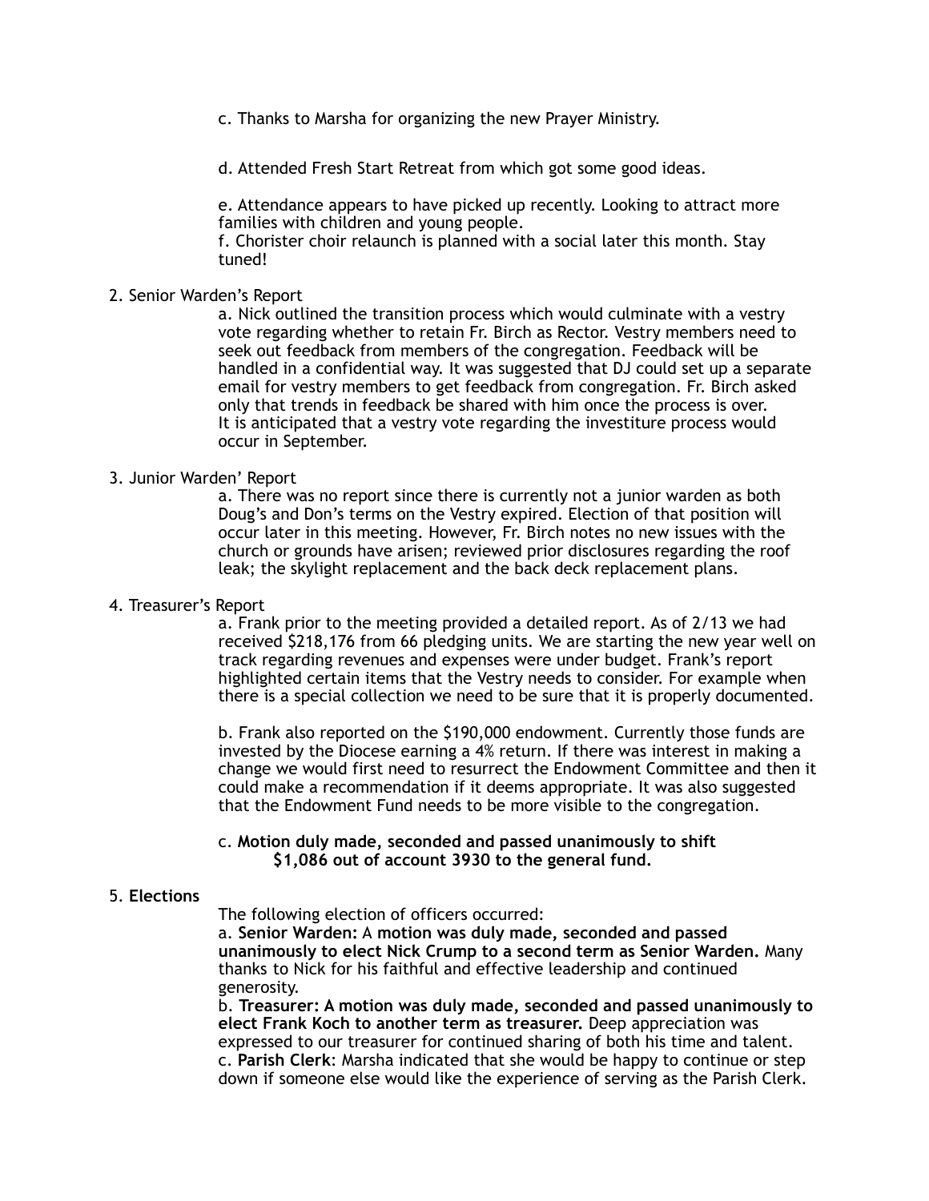c. Thanks to Marsha for organizing the new Prayer Ministry.

d. Attended Fresh Start Retreat from which got some good ideas.

e. Attendance appears to have picked up recently. Looking to attract more families with children and young people.
f. Chorister choir relaunch is planned with a social later this month. Stay tuned!

2. Senior Warden's Report

   a. Nick outlined the transition process which would culminate with a vestry vote regarding whether to retain Fr. Birch as Rector. Vestry members need to seek out feedback from members of the congregation. Feedback will be handled in a confidential way. It was suggested that DJ could set up a separate email for vestry members to get feedback from congregation. Fr. Birch asked only that trends in feedback be shared with him once the process is over. It is anticipated that a vestry vote regarding the investiture process would occur in September.

3. Junior Warden' Report

   a. There was no report since there is currently not a junior warden as both Doug's and Don's terms on the Vestry expired. Election of that position will occur later in this meeting. However, Fr. Birch notes no new issues with the church or grounds have arisen; reviewed prior disclosures regarding the roof leak; the skylight replacement and the back deck replacement plans.

4. Treasurer's Report

   a. Frank prior to the meeting provided a detailed report. As of 2/13 we had received $218,176 from 66 pledging units. We are starting the new year well on track regarding revenues and expenses were under budget. Frank's report highlighted certain items that the Vestry needs to consider. For example when there is a special collection we need to be sure that it is properly documented.

   b. Frank also reported on the $190,000 endowment. Currently those funds are invested by the Diocese earning a 4% return. If there was interest in making a change we would first need to resurrect the Endowment Committee and then it could make a recommendation if it deems appropriate. It was also suggested that the Endowment Fund needs to be more visible to the congregation.

   c. **Motion duly made, seconded and passed unanimously to shift $1,086 out of account 3930 to the general fund.**

5. **Elections**

   The following election of officers occurred:
   a. **Senior Warden:** A **motion was duly made, seconded and passed unanimously to elect Nick Crump to a second term as Senior Warden.** Many thanks to Nick for his faithful and effective leadership and continued generosity.
   b. **Treasurer: A motion was duly made, seconded and passed unanimously to elect Frank Koch to another term as treasurer.** Deep appreciation was expressed to our treasurer for continued sharing of both his time and talent.
   c. **Parish Clerk**: Marsha indicated that she would be happy to continue or step down if someone else would like the experience of serving as the Parish Clerk.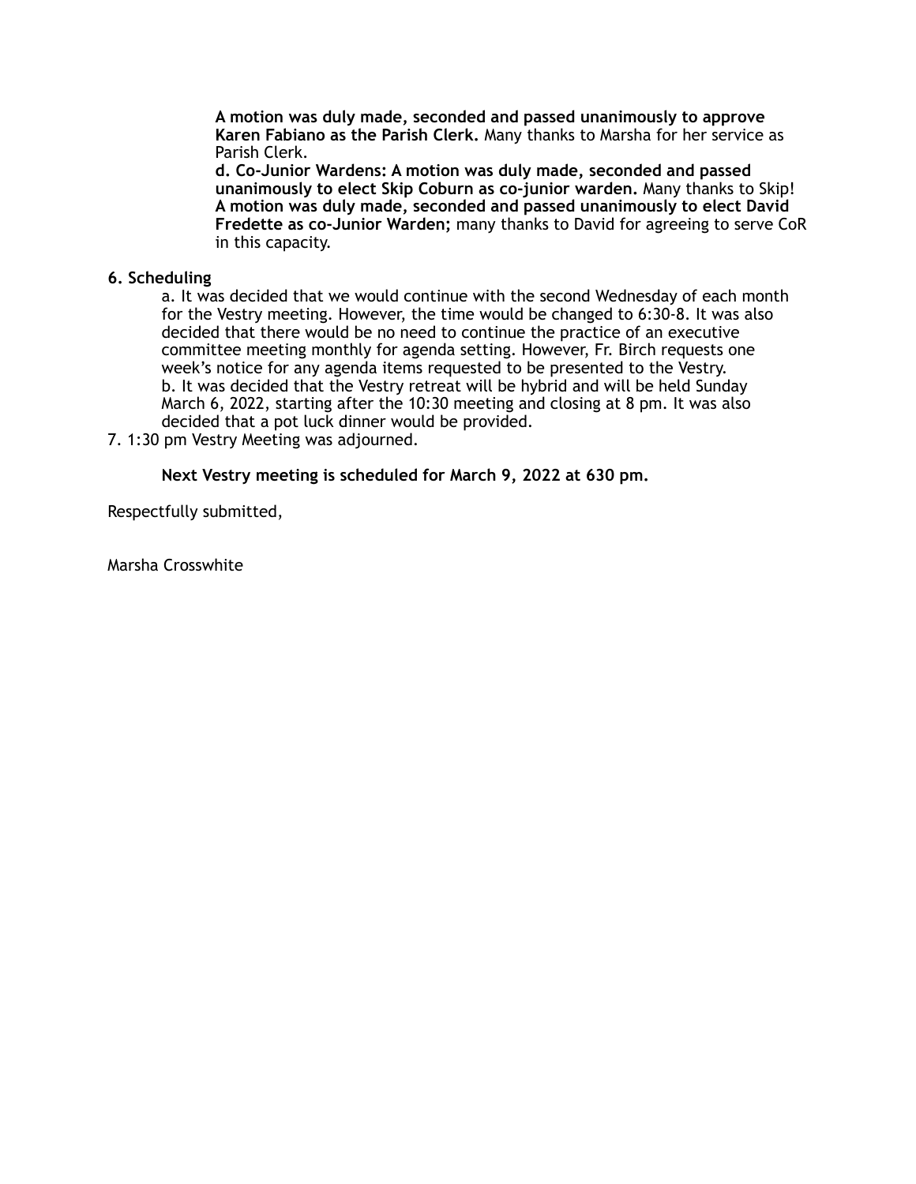**A motion was duly made, seconded and passed unanimously to approve Karen Fabiano as the Parish Clerk.** Many thanks to Marsha for her service as Parish Clerk.

**d. Co-Junior Wardens: A motion was duly made, seconded and passed unanimously to elect Skip Coburn as co-junior warden.** Many thanks to Skip! **A motion was duly made, seconded and passed unanimously to elect David Fredette as co-Junior Warden;** many thanks to David for agreeing to serve CoR in this capacity.

**6. Scheduling**

a. It was decided that we would continue with the second Wednesday of each month for the Vestry meeting. However, the time would be changed to 6:30-8. It was also decided that there would be no need to continue the practice of an executive committee meeting monthly for agenda setting. However, Fr. Birch requests one week's notice for any agenda items requested to be presented to the Vestry.

b. It was decided that the Vestry retreat will be hybrid and will be held Sunday March 6, 2022, starting after the 10:30 meeting and closing at 8 pm. It was also decided that a pot luck dinner would be provided.

7. 1:30 pm Vestry Meeting was adjourned.

**Next Vestry meeting is scheduled for March 9, 2022 at 630 pm.**

Respectfully submitted,

Marsha Crosswhite